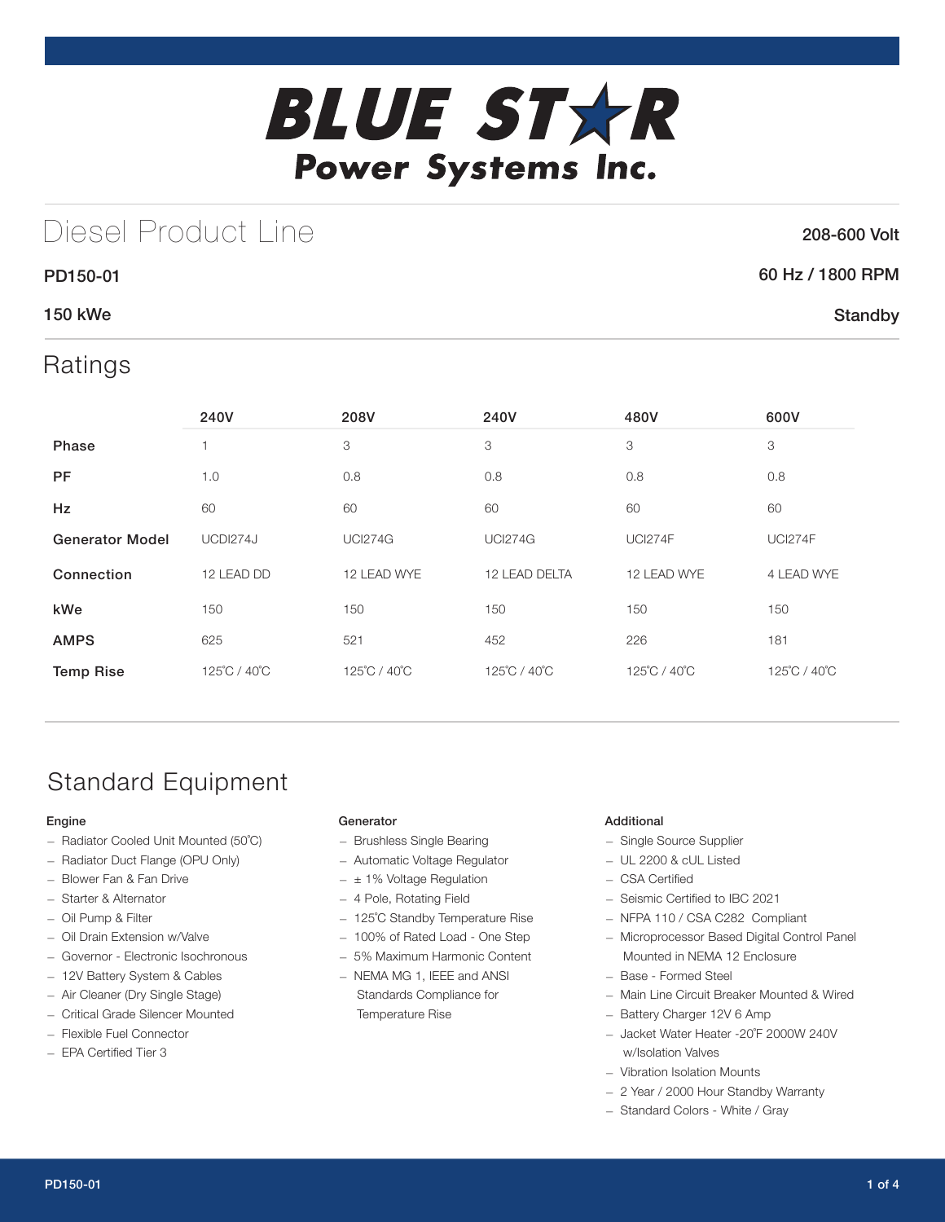# BLUE STAR Power Systems Inc.

## Diesel Product Line

208-600 Volt

**PD150-01**

60 Hz / 1800 RPM

**150 kWe**

Standby

## Ratings

| | 240V | 208V | 240V | 480V | 600V |
|---|---|---|---|---|---|
| **Phase** | 1 | 3 | 3 | 3 | 3 |
| **PF** | 1.0 | 0.8 | 0.8 | 0.8 | 0.8 |
| **Hz** | 60 | 60 | 60 | 60 | 60 |
| **Generator Model** | UCDI274J | UCI274G | UCI274G | UCI274F | UCI274F |
| **Connection** | 12 LEAD DD | 12 LEAD WYE | 12 LEAD DELTA | 12 LEAD WYE | 4 LEAD WYE |
| **kWe** | 150 | 150 | 150 | 150 | 150 |
| **AMPS** | 625 | 521 | 452 | 226 | 181 |
| **Temp Rise** | 125˚C / 40˚C | 125˚C / 40˚C | 125˚C / 40˚C | 125˚C / 40˚C | 125˚C / 40˚C |

## Standard Equipment

### Engine

- Radiator Cooled Unit Mounted (50˚C)
- Radiator Duct Flange (OPU Only)
- Blower Fan & Fan Drive
- Starter & Alternator
- Oil Pump & Filter
- Oil Drain Extension w/Valve
- Governor - Electronic Isochronous
- 12V Battery System & Cables
- Air Cleaner (Dry Single Stage)
- Critical Grade Silencer Mounted
- Flexible Fuel Connector
- EPA Certified Tier 3

### Generator

- Brushless Single Bearing
- Automatic Voltage Regulator
- ± 1% Voltage Regulation
- 4 Pole, Rotating Field
- 125˚C Standby Temperature Rise
- 100% of Rated Load - One Step
- 5% Maximum Harmonic Content
- NEMA MG 1, IEEE and ANSI Standards Compliance for Temperature Rise

### Additional

- Single Source Supplier
- UL 2200 & cUL Listed
- CSA Certified
- Seismic Certified to IBC 2021
- NFPA 110 / CSA C282 Compliant
- Microprocessor Based Digital Control Panel Mounted in NEMA 12 Enclosure
- Base - Formed Steel
- Main Line Circuit Breaker Mounted & Wired
- Battery Charger 12V 6 Amp
- Jacket Water Heater -20˚F 2000W 240V w/Isolation Valves
- Vibration Isolation Mounts
- 2 Year / 2000 Hour Standby Warranty
- Standard Colors - White / Gray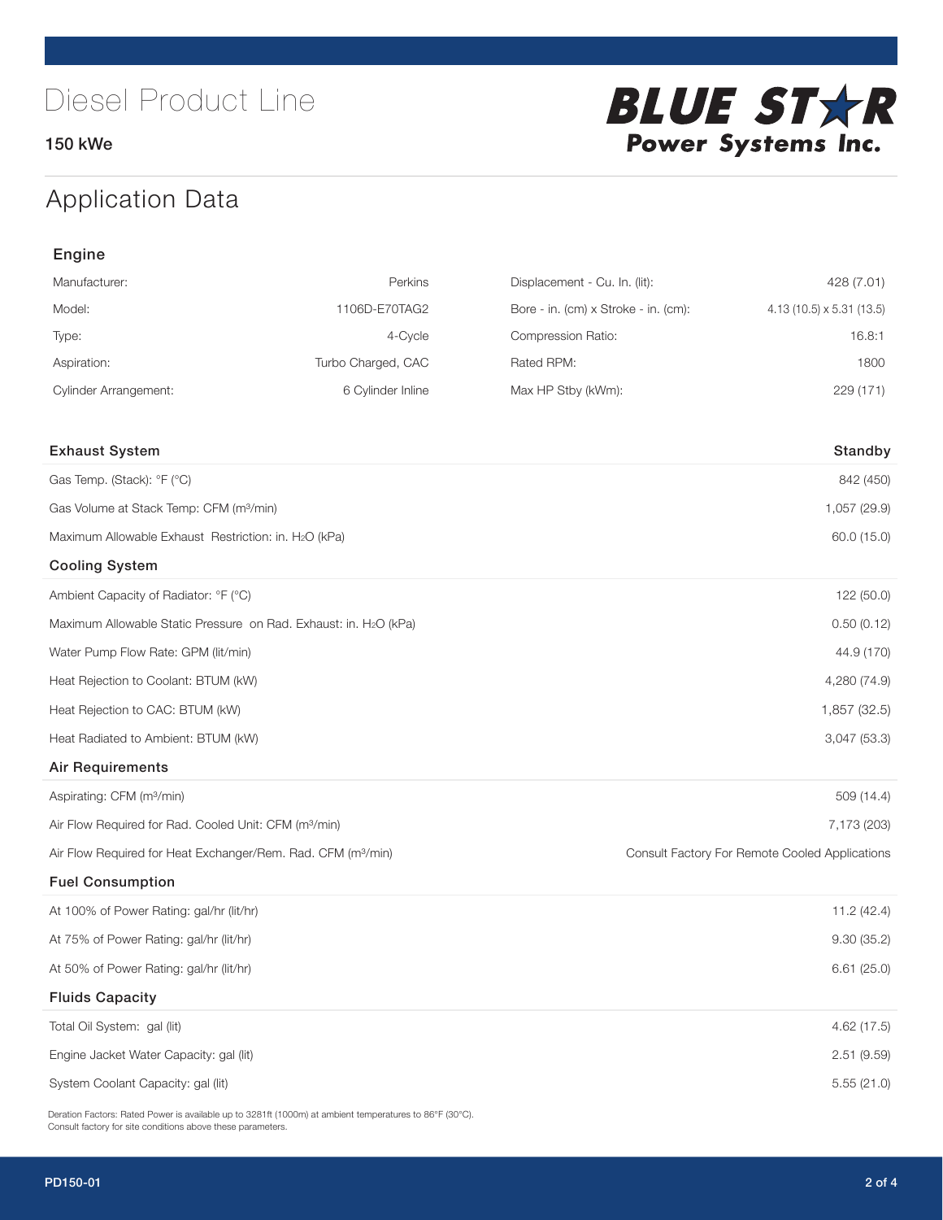# Diesel Product Line

150 kWe

BLUE STAR Power Systems Inc.

## Application Data

### Engine

| | | | |
|---|---|---|---|
| Manufacturer: | Perkins | Displacement - Cu. In. (lit): | 428 (7.01) |
| Model: | 1106D-E70TAG2 | Bore - in. (cm) x Stroke - in. (cm): | 4.13 (10.5) x 5.31 (13.5) |
| Type: | 4-Cycle | Compression Ratio: | 16.8:1 |
| Aspiration: | Turbo Charged, CAC | Rated RPM: | 1800 |
| Cylinder Arrangement: | 6 Cylinder Inline | Max HP Stby (kWm): | 229 (171) |

| Exhaust System | Standby |
|---|---|
| Gas Temp. (Stack): °F (°C) | 842 (450) |
| Gas Volume at Stack Temp: CFM ($m^3$/min) | 1,057 (29.9) |
| Maximum Allowable Exhaust Restriction: in. $H_2O$ (kPa) | 60.0 (15.0) |
| **Cooling System** | |
| Ambient Capacity of Radiator: °F (°C) | 122 (50.0) |
| Maximum Allowable Static Pressure on Rad. Exhaust: in. $H_2O$ (kPa) | 0.50 (0.12) |
| Water Pump Flow Rate: GPM (lit/min) | 44.9 (170) |
| Heat Rejection to Coolant: BTUM (kW) | 4,280 (74.9) |
| Heat Rejection to CAC: BTUM (kW) | 1,857 (32.5) |
| Heat Radiated to Ambient: BTUM (kW) | 3,047 (53.3) |
| **Air Requirements** | |
| Aspirating: CFM ($m^3$/min) | 509 (14.4) |
| Air Flow Required for Rad. Cooled Unit: CFM ($m^3$/min) | 7,173 (203) |
| Air Flow Required for Heat Exchanger/Rem. Rad. CFM ($m^3$/min) | Consult Factory For Remote Cooled Applications |
| **Fuel Consumption** | |
| At 100% of Power Rating: gal/hr (lit/hr) | 11.2 (42.4) |
| At 75% of Power Rating: gal/hr (lit/hr) | 9.30 (35.2) |
| At 50% of Power Rating: gal/hr (lit/hr) | 6.61 (25.0) |
| **Fluids Capacity** | |
| Total Oil System: gal (lit) | 4.62 (17.5) |
| Engine Jacket Water Capacity: gal (lit) | 2.51 (9.59) |
| System Coolant Capacity: gal (lit) | 5.55 (21.0) |

Deration Factors: Rated Power is available up to 3281ft (1000m) at ambient temperatures to 86°F (30°C).
Consult factory for site conditions above these parameters.

PD150-01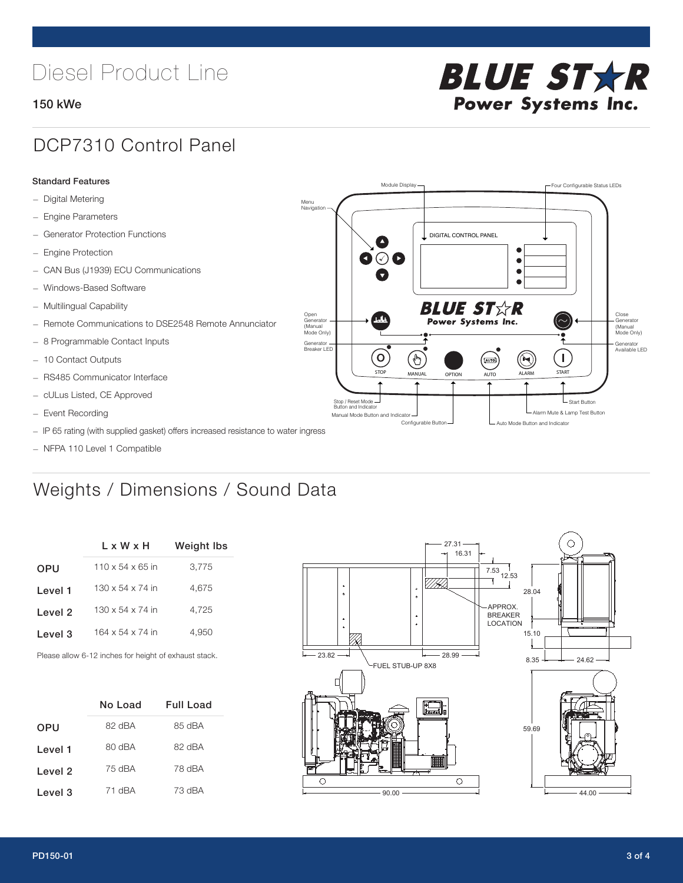# Diesel Product Line

**150 kWe**

BLUE STAR Power Systems Inc.

## DCP7310 Control Panel

**Standard Features**

- Digital Metering
- Engine Parameters
- Generator Protection Functions
- Engine Protection
- CAN Bus (J1939) ECU Communications
- Windows-Based Software
- Multilingual Capability
- Remote Communications to DSE2548 Remote Annunciator
- 8 Programmable Contact Inputs
- 10 Contact Outputs
- RS485 Communicator Interface
- cULus Listed, CE Approved
- Event Recording
- IP 65 rating (with supplied gasket) offers increased resistance to water ingress
- NFPA 110 Level 1 Compatible

## Weights / Dimensions / Sound Data

| | L x W x H | Weight lbs |
|---|---|---|
| OPU | 110 x 54 x 65 in | 3,775 |
| Level 1 | 130 x 54 x 74 in | 4,675 |
| Level 2 | 130 x 54 x 74 in | 4,725 |
| Level 3 | 164 x 54 x 74 in | 4,950 |

Please allow 6-12 inches for height of exhaust stack.

| | No Load | Full Load |
|---|---|---|
| OPU | 82 dBA | 85 dBA |
| Level 1 | 80 dBA | 82 dBA |
| Level 2 | 75 dBA | 78 dBA |
| Level 3 | 71 dBA | 73 dBA |

PD150-01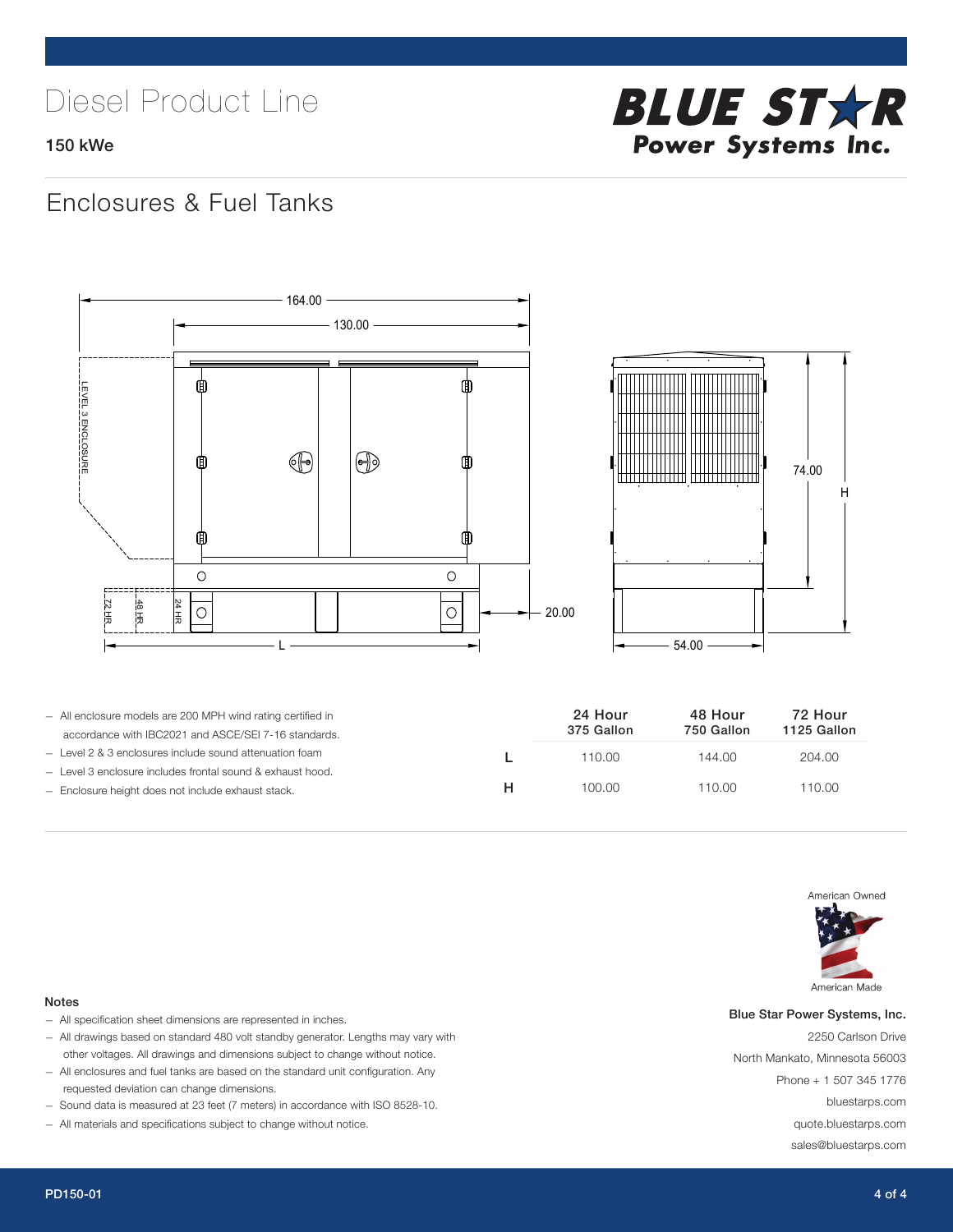# Diesel Product Line

150 kWe

BLUE STAR
Power Systems Inc.

## Enclosures & Fuel Tanks

164.00
130.00
LEVEL 3 ENCLOSURE
72 HR
48 HR
24 HR
20.00
L
74.00
H
54.00

- All enclosure models are 200 MPH wind rating certified in accordance with IBC2021 and ASCE/SEI 7-16 standards.
- Level 2 & 3 enclosures include sound attenuation foam
- Level 3 enclosure includes frontal sound & exhaust hood.
- Enclosure height does not include exhaust stack.

| | 24 Hour 375 Gallon | 48 Hour 750 Gallon | 72 Hour 1125 Gallon |
|---|---|---|---|
| L | 110.00 | 144.00 | 204.00 |
| H | 100.00 | 110.00 | 110.00 |

American Owned
American Made

### Notes

- All specification sheet dimensions are represented in inches.
- All drawings based on standard 480 volt standby generator. Lengths may vary with other voltages. All drawings and dimensions subject to change without notice.
- All enclosures and fuel tanks are based on the standard unit configuration. Any requested deviation can change dimensions.
- Sound data is measured at 23 feet (7 meters) in accordance with ISO 8528-10.
- All materials and specifications subject to change without notice.

**Blue Star Power Systems, Inc.**
2250 Carlson Drive
North Mankato, Minnesota 56003
Phone + 1 507 345 1776
bluestarps.com
quote.bluestarps.com
sales@bluestarps.com

PD150-01